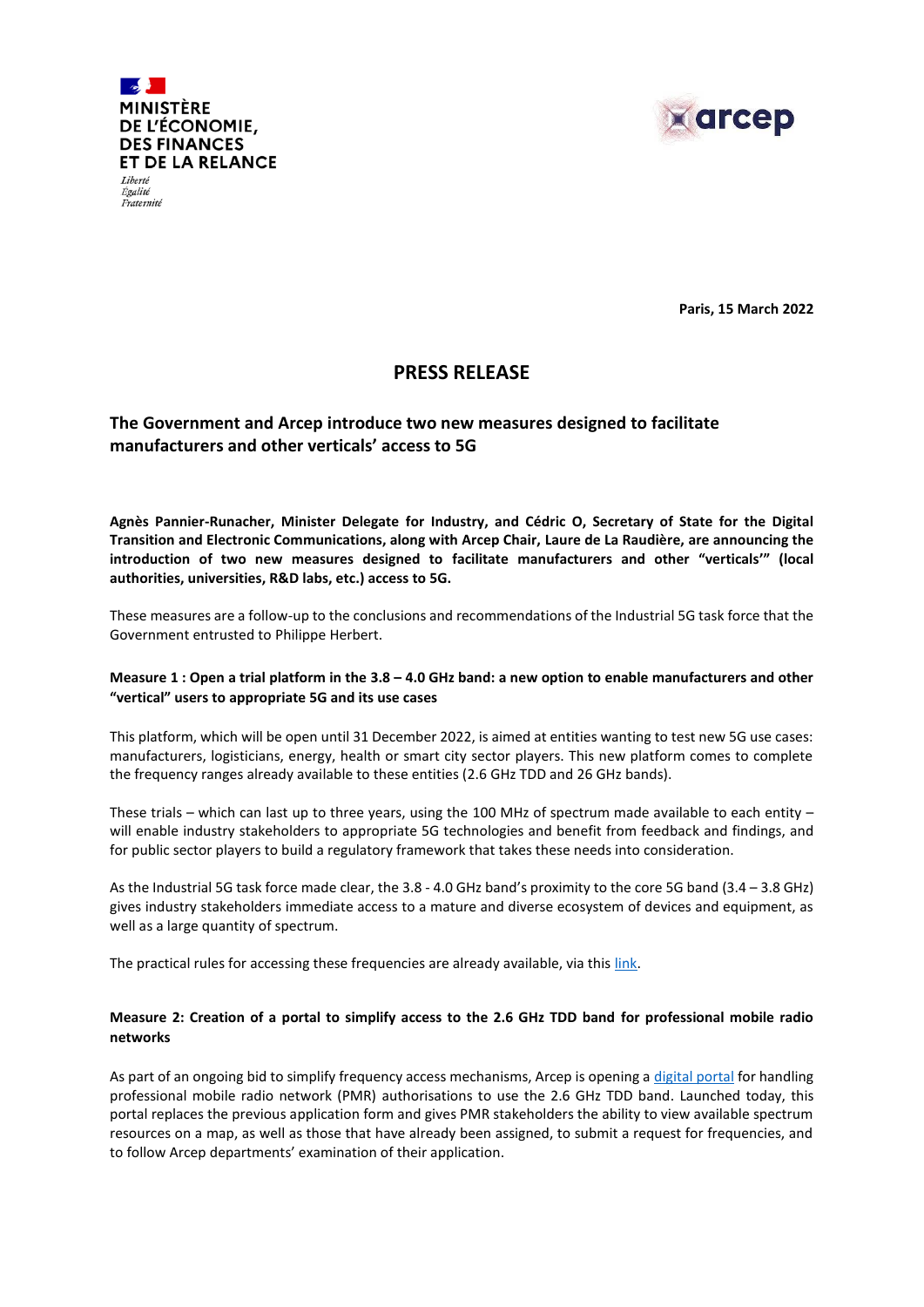MINISTÈRE DE L'ÉCONOMIE, DES FINANCES ET DE LA RELANCE

*Liberté Égalité Fraternité*

arcep

**Paris, 15 March 2022**

# PRESS RELEASE

## The Government and Arcep introduce two new measures designed to facilitate manufacturers and other verticals' access to 5G

**Agnès Pannier-Runacher, Minister Delegate for Industry, and Cédric O, Secretary of State for the Digital Transition and Electronic Communications, along with Arcep Chair, Laure de La Raudière, are announcing the introduction of two new measures designed to facilitate manufacturers and other "verticals'" (local authorities, universities, R&D labs, etc.) access to 5G.**

These measures are a follow-up to the conclusions and recommendations of the Industrial 5G task force that the Government entrusted to Philippe Herbert.

### Measure 1 : Open a trial platform in the 3.8 – 4.0 GHz band: a new option to enable manufacturers and other "vertical" users to appropriate 5G and its use cases

This platform, which will be open until 31 December 2022, is aimed at entities wanting to test new 5G use cases: manufacturers, logisticians, energy, health or smart city sector players. This new platform comes to complete the frequency ranges already available to these entities (2.6 GHz TDD and 26 GHz bands).

These trials – which can last up to three years, using the 100 MHz of spectrum made available to each entity – will enable industry stakeholders to appropriate 5G technologies and benefit from feedback and findings, and for public sector players to build a regulatory framework that takes these needs into consideration.

As the Industrial 5G task force made clear, the 3.8 - 4.0 GHz band's proximity to the core 5G band (3.4 – 3.8 GHz) gives industry stakeholders immediate access to a mature and diverse ecosystem of devices and equipment, as well as a large quantity of spectrum.

The practical rules for accessing these frequencies are already available, via this link.

### Measure 2: Creation of a portal to simplify access to the 2.6 GHz TDD band for professional mobile radio networks

As part of an ongoing bid to simplify frequency access mechanisms, Arcep is opening a digital portal for handling professional mobile radio network (PMR) authorisations to use the 2.6 GHz TDD band. Launched today, this portal replaces the previous application form and gives PMR stakeholders the ability to view available spectrum resources on a map, as well as those that have already been assigned, to submit a request for frequencies, and to follow Arcep departments' examination of their application.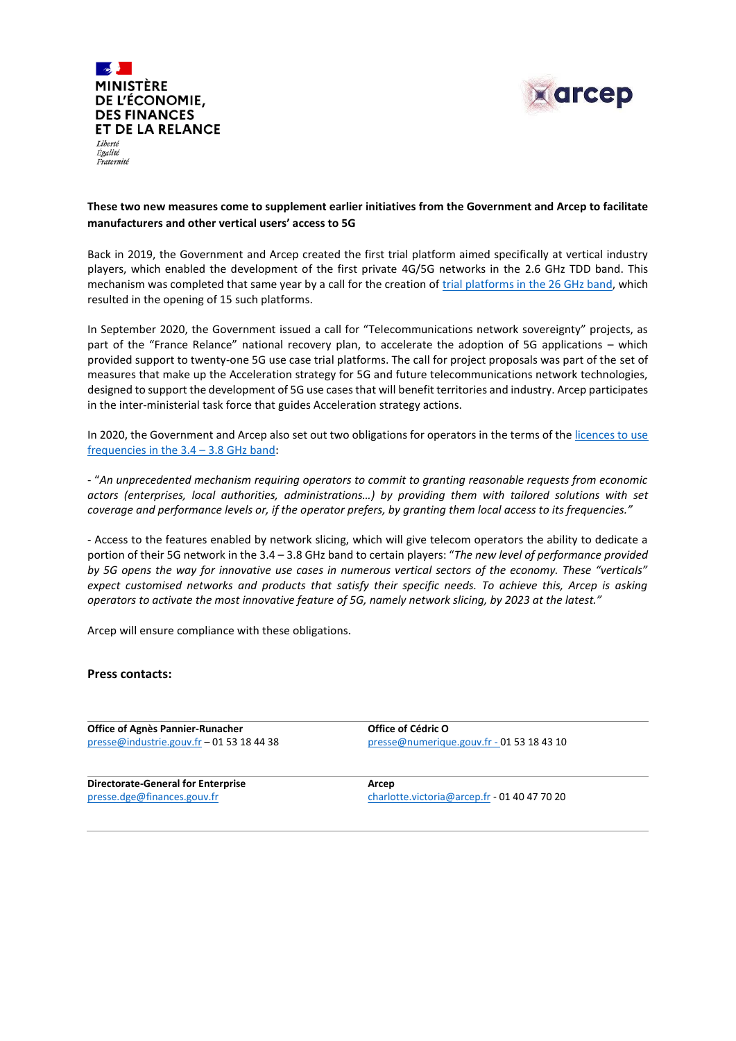MINISTÈRE DE L'ÉCONOMIE, DES FINANCES ET DE LA RELANCE

*Liberté Égalité Fraternité*

arcep

**These two new measures come to supplement earlier initiatives from the Government and Arcep to facilitate manufacturers and other vertical users' access to 5G**

Back in 2019, the Government and Arcep created the first trial platform aimed specifically at vertical industry players, which enabled the development of the first private 4G/5G networks in the 2.6 GHz TDD band. This mechanism was completed that same year by a call for the creation of [trial platforms in the 26 GHz band](), which resulted in the opening of 15 such platforms.

In September 2020, the Government issued a call for "Telecommunications network sovereignty" projects, as part of the "France Relance" national recovery plan, to accelerate the adoption of 5G applications – which provided support to twenty-one 5G use case trial platforms. The call for project proposals was part of the set of measures that make up the Acceleration strategy for 5G and future telecommunications network technologies, designed to support the development of 5G use cases that will benefit territories and industry. Arcep participates in the inter-ministerial task force that guides Acceleration strategy actions.

In 2020, the Government and Arcep also set out two obligations for operators in the terms of the [licences to use frequencies in the 3.4 – 3.8 GHz band]():

- "*An unprecedented mechanism requiring operators to commit to granting reasonable requests from economic actors (enterprises, local authorities, administrations…) by providing them with tailored solutions with set coverage and performance levels or, if the operator prefers, by granting them local access to its frequencies."*

- Access to the features enabled by network slicing, which will give telecom operators the ability to dedicate a portion of their 5G network in the 3.4 – 3.8 GHz band to certain players: "*The new level of performance provided by 5G opens the way for innovative use cases in numerous vertical sectors of the economy. These "verticals" expect customised networks and products that satisfy their specific needs. To achieve this, Arcep is asking operators to activate the most innovative feature of 5G, namely network slicing, by 2023 at the latest."*

Arcep will ensure compliance with these obligations.

**Press contacts:**

**Office of Agnès Pannier-Runacher**
presse@industrie.gouv.fr – 01 53 18 44 38

**Office of Cédric O**
presse@numerique.gouv.fr - 01 53 18 43 10

**Directorate-General for Enterprise**
presse.dge@finances.gouv.fr

**Arcep**
charlotte.victoria@arcep.fr - 01 40 47 70 20